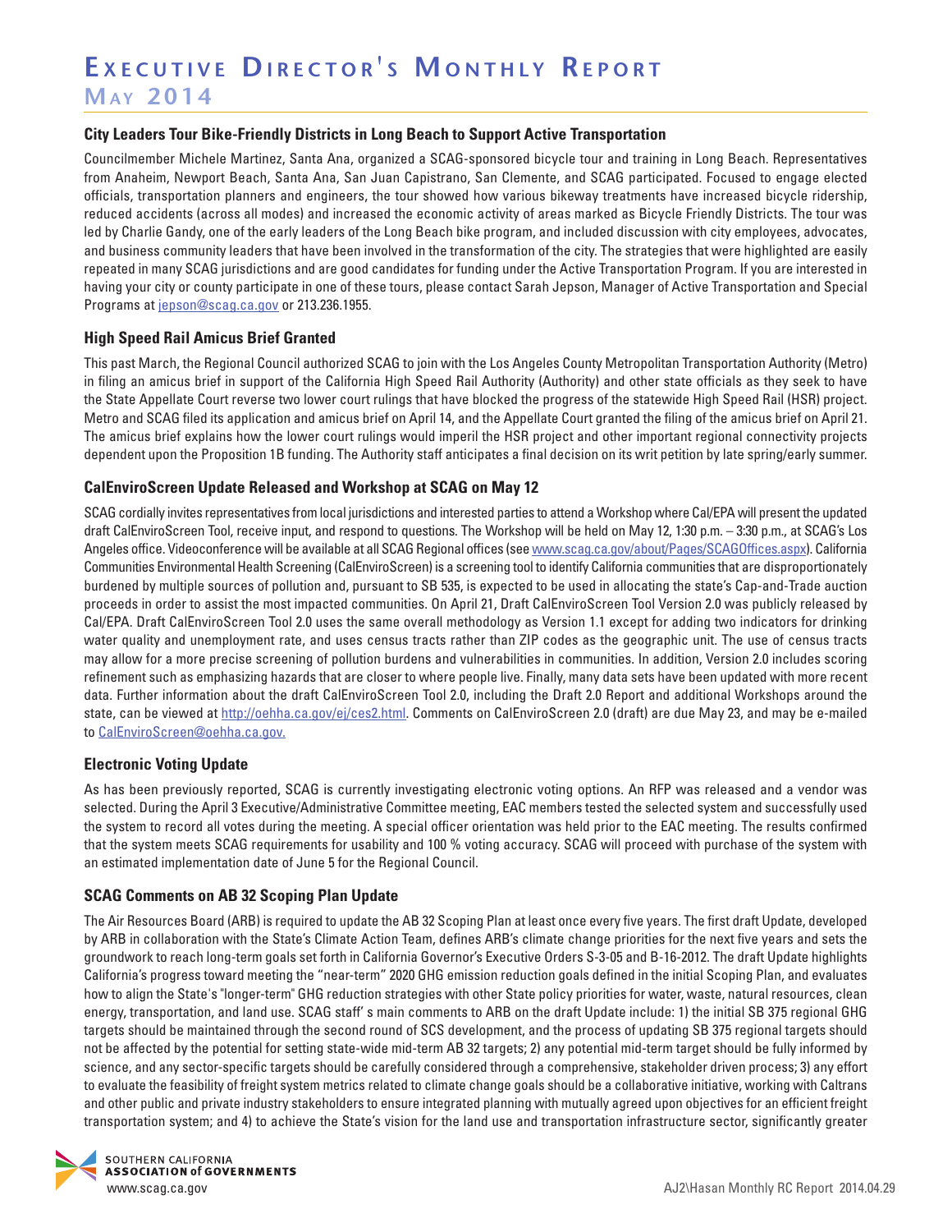# Executive Director's Monthly Report

## May 2014

### City Leaders Tour Bike-Friendly Districts in Long Beach to Support Active Transportation

Councilmember Michele Martinez, Santa Ana, organized a SCAG-sponsored bicycle tour and training in Long Beach. Representatives from Anaheim, Newport Beach, Santa Ana, San Juan Capistrano, San Clemente, and SCAG participated. Focused to engage elected officials, transportation planners and engineers, the tour showed how various bikeway treatments have increased bicycle ridership, reduced accidents (across all modes) and increased the economic activity of areas marked as Bicycle Friendly Districts. The tour was led by Charlie Gandy, one of the early leaders of the Long Beach bike program, and included discussion with city employees, advocates, and business community leaders that have been involved in the transformation of the city. The strategies that were highlighted are easily repeated in many SCAG jurisdictions and are good candidates for funding under the Active Transportation Program. If you are interested in having your city or county participate in one of these tours, please contact Sarah Jepson, Manager of Active Transportation and Special Programs at jepson@scag.ca.gov or 213.236.1955.

### High Speed Rail Amicus Brief Granted

This past March, the Regional Council authorized SCAG to join with the Los Angeles County Metropolitan Transportation Authority (Metro) in filing an amicus brief in support of the California High Speed Rail Authority (Authority) and other state officials as they seek to have the State Appellate Court reverse two lower court rulings that have blocked the progress of the statewide High Speed Rail (HSR) project. Metro and SCAG filed its application and amicus brief on April 14, and the Appellate Court granted the filing of the amicus brief on April 21. The amicus brief explains how the lower court rulings would imperil the HSR project and other important regional connectivity projects dependent upon the Proposition 1B funding. The Authority staff anticipates a final decision on its writ petition by late spring/early summer.

### CalEnviroScreen Update Released and Workshop at SCAG on May 12

SCAG cordially invites representatives from local jurisdictions and interested parties to attend a Workshop where Cal/EPA will present the updated draft CalEnviroScreen Tool, receive input, and respond to questions. The Workshop will be held on May 12, 1:30 p.m. – 3:30 p.m., at SCAG's Los Angeles office. Videoconference will be available at all SCAG Regional offices (see www.scag.ca.gov/about/Pages/SCAGOffices.aspx). California Communities Environmental Health Screening (CalEnviroScreen) is a screening tool to identify California communities that are disproportionately burdened by multiple sources of pollution and, pursuant to SB 535, is expected to be used in allocating the state's Cap-and-Trade auction proceeds in order to assist the most impacted communities. On April 21, Draft CalEnviroScreen Tool Version 2.0 was publicly released by Cal/EPA. Draft CalEnviroScreen Tool 2.0 uses the same overall methodology as Version 1.1 except for adding two indicators for drinking water quality and unemployment rate, and uses census tracts rather than ZIP codes as the geographic unit. The use of census tracts may allow for a more precise screening of pollution burdens and vulnerabilities in communities. In addition, Version 2.0 includes scoring refinement such as emphasizing hazards that are closer to where people live. Finally, many data sets have been updated with more recent data. Further information about the draft CalEnviroScreen Tool 2.0, including the Draft 2.0 Report and additional Workshops around the state, can be viewed at http://oehha.ca.gov/ej/ces2.html. Comments on CalEnviroScreen 2.0 (draft) are due May 23, and may be e-mailed to CalEnviroScreen@oehha.ca.gov.

### Electronic Voting Update

As has been previously reported, SCAG is currently investigating electronic voting options. An RFP was released and a vendor was selected. During the April 3 Executive/Administrative Committee meeting, EAC members tested the selected system and successfully used the system to record all votes during the meeting. A special officer orientation was held prior to the EAC meeting. The results confirmed that the system meets SCAG requirements for usability and 100 % voting accuracy. SCAG will proceed with purchase of the system with an estimated implementation date of June 5 for the Regional Council.

### SCAG Comments on AB 32 Scoping Plan Update

The Air Resources Board (ARB) is required to update the AB 32 Scoping Plan at least once every five years. The first draft Update, developed by ARB in collaboration with the State's Climate Action Team, defines ARB's climate change priorities for the next five years and sets the groundwork to reach long-term goals set forth in California Governor's Executive Orders S-3-05 and B-16-2012. The draft Update highlights California's progress toward meeting the "near-term" 2020 GHG emission reduction goals defined in the initial Scoping Plan, and evaluates how to align the State's "longer-term" GHG reduction strategies with other State policy priorities for water, waste, natural resources, clean energy, transportation, and land use. SCAG staff' s main comments to ARB on the draft Update include: 1) the initial SB 375 regional GHG targets should be maintained through the second round of SCS development, and the process of updating SB 375 regional targets should not be affected by the potential for setting state-wide mid-term AB 32 targets; 2) any potential mid-term target should be fully informed by science, and any sector-specific targets should be carefully considered through a comprehensive, stakeholder driven process; 3) any effort to evaluate the feasibility of freight system metrics related to climate change goals should be a collaborative initiative, working with Caltrans and other public and private industry stakeholders to ensure integrated planning with mutually agreed upon objectives for an efficient freight transportation system; and 4) to achieve the State's vision for the land use and transportation infrastructure sector, significantly greater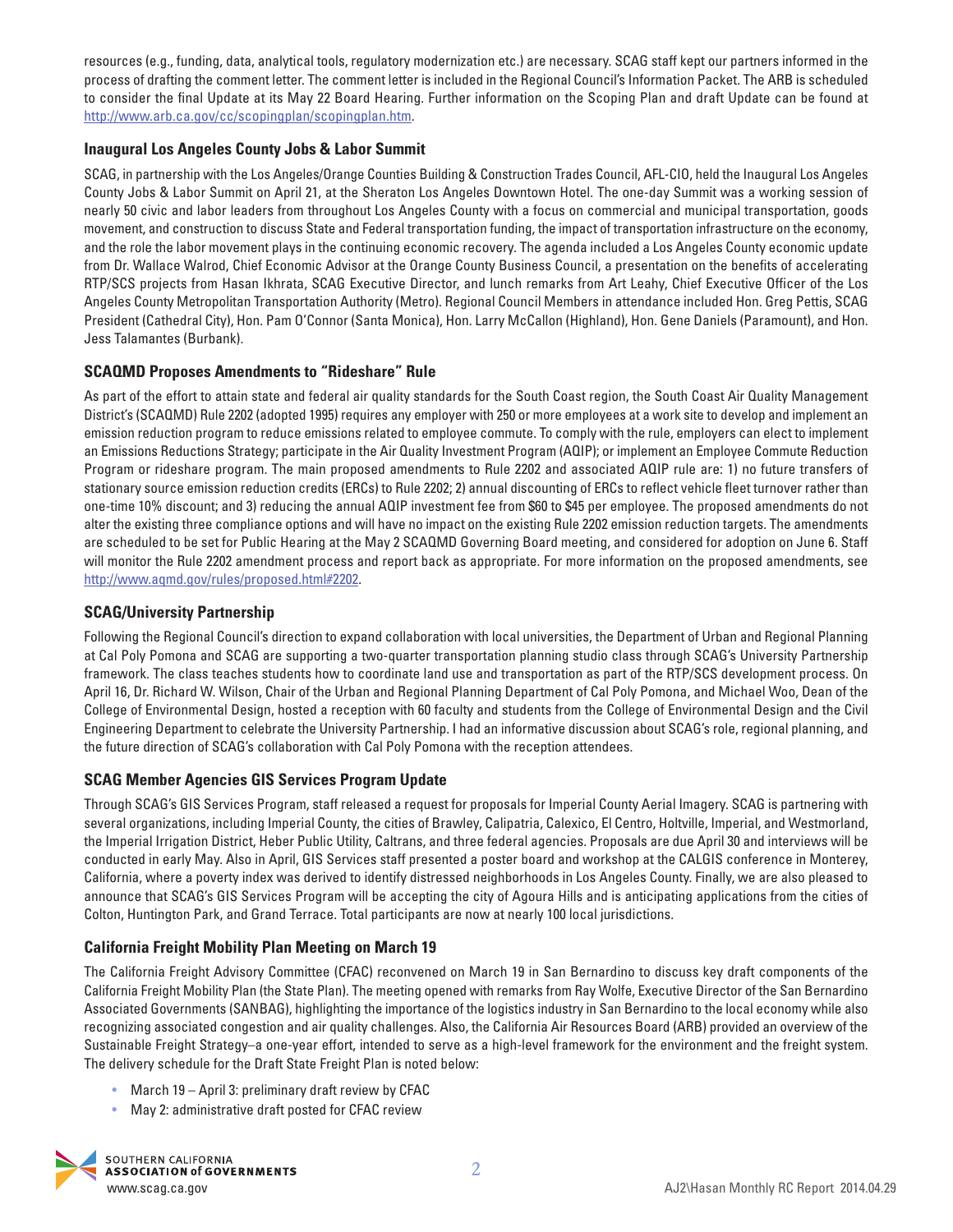resources (e.g., funding, data, analytical tools, regulatory modernization etc.) are necessary. SCAG staff kept our partners informed in the process of drafting the comment letter. The comment letter is included in the Regional Council's Information Packet. The ARB is scheduled to consider the final Update at its May 22 Board Hearing. Further information on the Scoping Plan and draft Update can be found at http://www.arb.ca.gov/cc/scopingplan/scopingplan.htm.

### Inaugural Los Angeles County Jobs & Labor Summit

SCAG, in partnership with the Los Angeles/Orange Counties Building & Construction Trades Council, AFL-CIO, held the Inaugural Los Angeles County Jobs & Labor Summit on April 21, at the Sheraton Los Angeles Downtown Hotel. The one-day Summit was a working session of nearly 50 civic and labor leaders from throughout Los Angeles County with a focus on commercial and municipal transportation, goods movement, and construction to discuss State and Federal transportation funding, the impact of transportation infrastructure on the economy, and the role the labor movement plays in the continuing economic recovery. The agenda included a Los Angeles County economic update from Dr. Wallace Walrod, Chief Economic Advisor at the Orange County Business Council, a presentation on the benefits of accelerating RTP/SCS projects from Hasan Ikhrata, SCAG Executive Director, and lunch remarks from Art Leahy, Chief Executive Officer of the Los Angeles County Metropolitan Transportation Authority (Metro). Regional Council Members in attendance included Hon. Greg Pettis, SCAG President (Cathedral City), Hon. Pam O'Connor (Santa Monica), Hon. Larry McCallon (Highland), Hon. Gene Daniels (Paramount), and Hon. Jess Talamantes (Burbank).

### SCAQMD Proposes Amendments to "Rideshare" Rule

As part of the effort to attain state and federal air quality standards for the South Coast region, the South Coast Air Quality Management District's (SCAQMD) Rule 2202 (adopted 1995) requires any employer with 250 or more employees at a work site to develop and implement an emission reduction program to reduce emissions related to employee commute. To comply with the rule, employers can elect to implement an Emissions Reductions Strategy; participate in the Air Quality Investment Program (AQIP); or implement an Employee Commute Reduction Program or rideshare program. The main proposed amendments to Rule 2202 and associated AQIP rule are: 1) no future transfers of stationary source emission reduction credits (ERCs) to Rule 2202; 2) annual discounting of ERCs to reflect vehicle fleet turnover rather than one-time 10% discount; and 3) reducing the annual AQIP investment fee from $60 to $45 per employee. The proposed amendments do not alter the existing three compliance options and will have no impact on the existing Rule 2202 emission reduction targets. The amendments are scheduled to be set for Public Hearing at the May 2 SCAQMD Governing Board meeting, and considered for adoption on June 6. Staff will monitor the Rule 2202 amendment process and report back as appropriate. For more information on the proposed amendments, see http://www.aqmd.gov/rules/proposed.html#2202.

### SCAG/University Partnership

Following the Regional Council's direction to expand collaboration with local universities, the Department of Urban and Regional Planning at Cal Poly Pomona and SCAG are supporting a two-quarter transportation planning studio class through SCAG's University Partnership framework. The class teaches students how to coordinate land use and transportation as part of the RTP/SCS development process. On April 16, Dr. Richard W. Wilson, Chair of the Urban and Regional Planning Department of Cal Poly Pomona, and Michael Woo, Dean of the College of Environmental Design, hosted a reception with 60 faculty and students from the College of Environmental Design and the Civil Engineering Department to celebrate the University Partnership. I had an informative discussion about SCAG's role, regional planning, and the future direction of SCAG's collaboration with Cal Poly Pomona with the reception attendees.

### SCAG Member Agencies GIS Services Program Update

Through SCAG's GIS Services Program, staff released a request for proposals for Imperial County Aerial Imagery. SCAG is partnering with several organizations, including Imperial County, the cities of Brawley, Calipatria, Calexico, El Centro, Holtville, Imperial, and Westmorland, the Imperial Irrigation District, Heber Public Utility, Caltrans, and three federal agencies. Proposals are due April 30 and interviews will be conducted in early May. Also in April, GIS Services staff presented a poster board and workshop at the CALGIS conference in Monterey, California, where a poverty index was derived to identify distressed neighborhoods in Los Angeles County. Finally, we are also pleased to announce that SCAG's GIS Services Program will be accepting the city of Agoura Hills and is anticipating applications from the cities of Colton, Huntington Park, and Grand Terrace. Total participants are now at nearly 100 local jurisdictions.

### California Freight Mobility Plan Meeting on March 19

The California Freight Advisory Committee (CFAC) reconvened on March 19 in San Bernardino to discuss key draft components of the California Freight Mobility Plan (the State Plan). The meeting opened with remarks from Ray Wolfe, Executive Director of the San Bernardino Associated Governments (SANBAG), highlighting the importance of the logistics industry in San Bernardino to the local economy while also recognizing associated congestion and air quality challenges. Also, the California Air Resources Board (ARB) provided an overview of the Sustainable Freight Strategy–a one-year effort, intended to serve as a high-level framework for the environment and the freight system. The delivery schedule for the Draft State Freight Plan is noted below:

- March 19 – April 3: preliminary draft review by CFAC
- May 2: administrative draft posted for CFAC review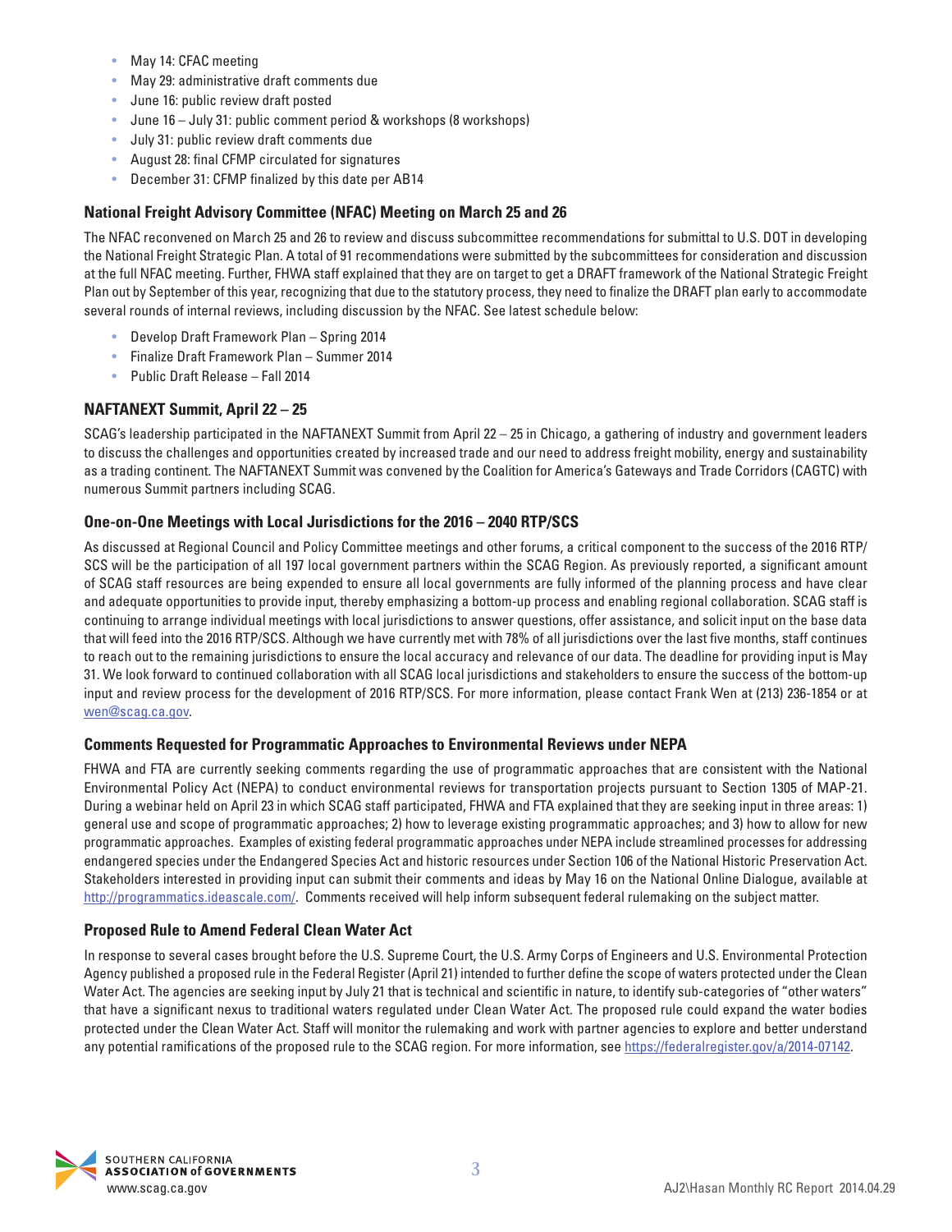- May 14: CFAC meeting
- May 29: administrative draft comments due
- June 16: public review draft posted
- June 16 – July 31: public comment period & workshops (8 workshops)
- July 31: public review draft comments due
- August 28: final CFMP circulated for signatures
- December 31: CFMP finalized by this date per AB14

### National Freight Advisory Committee (NFAC) Meeting on March 25 and 26

The NFAC reconvened on March 25 and 26 to review and discuss subcommittee recommendations for submittal to U.S. DOT in developing the National Freight Strategic Plan. A total of 91 recommendations were submitted by the subcommittees for consideration and discussion at the full NFAC meeting. Further, FHWA staff explained that they are on target to get a DRAFT framework of the National Strategic Freight Plan out by September of this year, recognizing that due to the statutory process, they need to finalize the DRAFT plan early to accommodate several rounds of internal reviews, including discussion by the NFAC. See latest schedule below:

- Develop Draft Framework Plan – Spring 2014
- Finalize Draft Framework Plan – Summer 2014
- Public Draft Release – Fall 2014

### NAFTANEXT Summit, April 22 – 25

SCAG's leadership participated in the NAFTANEXT Summit from April 22 – 25 in Chicago, a gathering of industry and government leaders to discuss the challenges and opportunities created by increased trade and our need to address freight mobility, energy and sustainability as a trading continent. The NAFTANEXT Summit was convened by the Coalition for America's Gateways and Trade Corridors (CAGTC) with numerous Summit partners including SCAG.

### One-on-One Meetings with Local Jurisdictions for the 2016 – 2040 RTP/SCS

As discussed at Regional Council and Policy Committee meetings and other forums, a critical component to the success of the 2016 RTP/SCS will be the participation of all 197 local government partners within the SCAG Region. As previously reported, a significant amount of SCAG staff resources are being expended to ensure all local governments are fully informed of the planning process and have clear and adequate opportunities to provide input, thereby emphasizing a bottom-up process and enabling regional collaboration. SCAG staff is continuing to arrange individual meetings with local jurisdictions to answer questions, offer assistance, and solicit input on the base data that will feed into the 2016 RTP/SCS. Although we have currently met with 78% of all jurisdictions over the last five months, staff continues to reach out to the remaining jurisdictions to ensure the local accuracy and relevance of our data. The deadline for providing input is May 31. We look forward to continued collaboration with all SCAG local jurisdictions and stakeholders to ensure the success of the bottom-up input and review process for the development of 2016 RTP/SCS. For more information, please contact Frank Wen at (213) 236-1854 or at wen@scag.ca.gov.

### Comments Requested for Programmatic Approaches to Environmental Reviews under NEPA

FHWA and FTA are currently seeking comments regarding the use of programmatic approaches that are consistent with the National Environmental Policy Act (NEPA) to conduct environmental reviews for transportation projects pursuant to Section 1305 of MAP-21. During a webinar held on April 23 in which SCAG staff participated, FHWA and FTA explained that they are seeking input in three areas: 1) general use and scope of programmatic approaches; 2) how to leverage existing programmatic approaches; and 3) how to allow for new programmatic approaches. Examples of existing federal programmatic approaches under NEPA include streamlined processes for addressing endangered species under the Endangered Species Act and historic resources under Section 106 of the National Historic Preservation Act. Stakeholders interested in providing input can submit their comments and ideas by May 16 on the National Online Dialogue, available at http://programmatics.ideascale.com/. Comments received will help inform subsequent federal rulemaking on the subject matter.

### Proposed Rule to Amend Federal Clean Water Act

In response to several cases brought before the U.S. Supreme Court, the U.S. Army Corps of Engineers and U.S. Environmental Protection Agency published a proposed rule in the Federal Register (April 21) intended to further define the scope of waters protected under the Clean Water Act. The agencies are seeking input by July 21 that is technical and scientific in nature, to identify sub-categories of "other waters" that have a significant nexus to traditional waters regulated under Clean Water Act. The proposed rule could expand the water bodies protected under the Clean Water Act. Staff will monitor the rulemaking and work with partner agencies to explore and better understand any potential ramifications of the proposed rule to the SCAG region. For more information, see https://federalregister.gov/a/2014-07142.